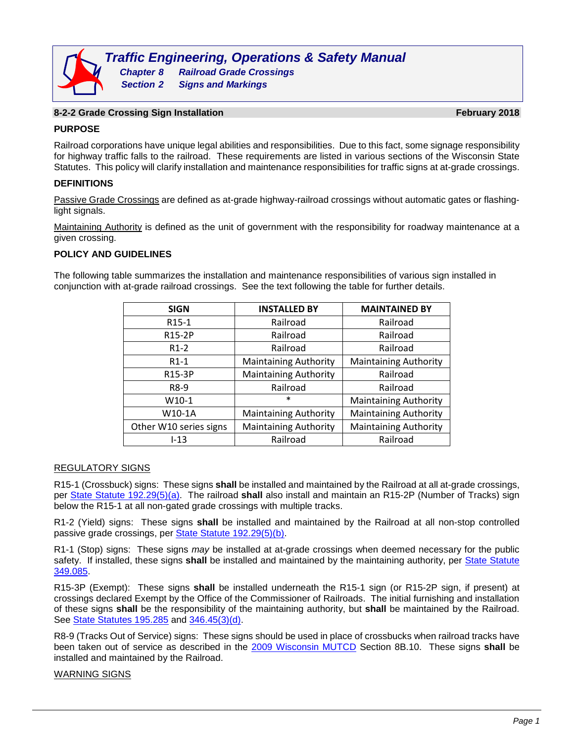# Traffic Engineering, Operations & Safety Manual

**Chapter 8 Railroad Grade Crossings**

**Section 2 Signs and Markings**

## 8-2-2 Grade Crossing Sign Installation

**February 2018**

### PURPOSE

Railroad corporations have unique legal abilities and responsibilities. Due to this fact, some signage responsibility for highway traffic falls to the railroad. These requirements are listed in various sections of the Wisconsin State Statutes. This policy will clarify installation and maintenance responsibilities for traffic signs at at-grade crossings.

### DEFINITIONS

Passive Grade Crossings are defined as at-grade highway-railroad crossings without automatic gates or flashing-light signals.

Maintaining Authority is defined as the unit of government with the responsibility for roadway maintenance at a given crossing.

### POLICY AND GUIDELINES

The following table summarizes the installation and maintenance responsibilities of various sign installed in conjunction with at-grade railroad crossings. See the text following the table for further details.

| SIGN | INSTALLED BY | MAINTAINED BY |
|---|---|---|
| R15-1 | Railroad | Railroad |
| R15-2P | Railroad | Railroad |
| R1-2 | Railroad | Railroad |
| R1-1 | Maintaining Authority | Maintaining Authority |
| R15-3P | Maintaining Authority | Railroad |
| R8-9 | Railroad | Railroad |
| W10-1 | * | Maintaining Authority |
| W10-1A | Maintaining Authority | Maintaining Authority |
| Other W10 series signs | Maintaining Authority | Maintaining Authority |
| I-13 | Railroad | Railroad |

REGULATORY SIGNS

R15-1 (Crossbuck) signs: These signs **shall** be installed and maintained by the Railroad at all at-grade crossings, per State Statute 192.29(5)(a). The railroad **shall** also install and maintain an R15-2P (Number of Tracks) sign below the R15-1 at all non-gated grade crossings with multiple tracks.

R1-2 (Yield) signs: These signs **shall** be installed and maintained by the Railroad at all non-stop controlled passive grade crossings, per State Statute 192.29(5)(b).

R1-1 (Stop) signs: These signs *may* be installed at at-grade crossings when deemed necessary for the public safety. If installed, these signs **shall** be installed and maintained by the maintaining authority, per State Statute 349.085.

R15-3P (Exempt): These signs **shall** be installed underneath the R15-1 sign (or R15-2P sign, if present) at crossings declared Exempt by the Office of the Commissioner of Railroads. The initial furnishing and installation of these signs **shall** be the responsibility of the maintaining authority, but **shall** be maintained by the Railroad. See State Statutes 195.285 and 346.45(3)(d).

R8-9 (Tracks Out of Service) signs: These signs should be used in place of crossbucks when railroad tracks have been taken out of service as described in the 2009 Wisconsin MUTCD Section 8B.10. These signs **shall** be installed and maintained by the Railroad.

WARNING SIGNS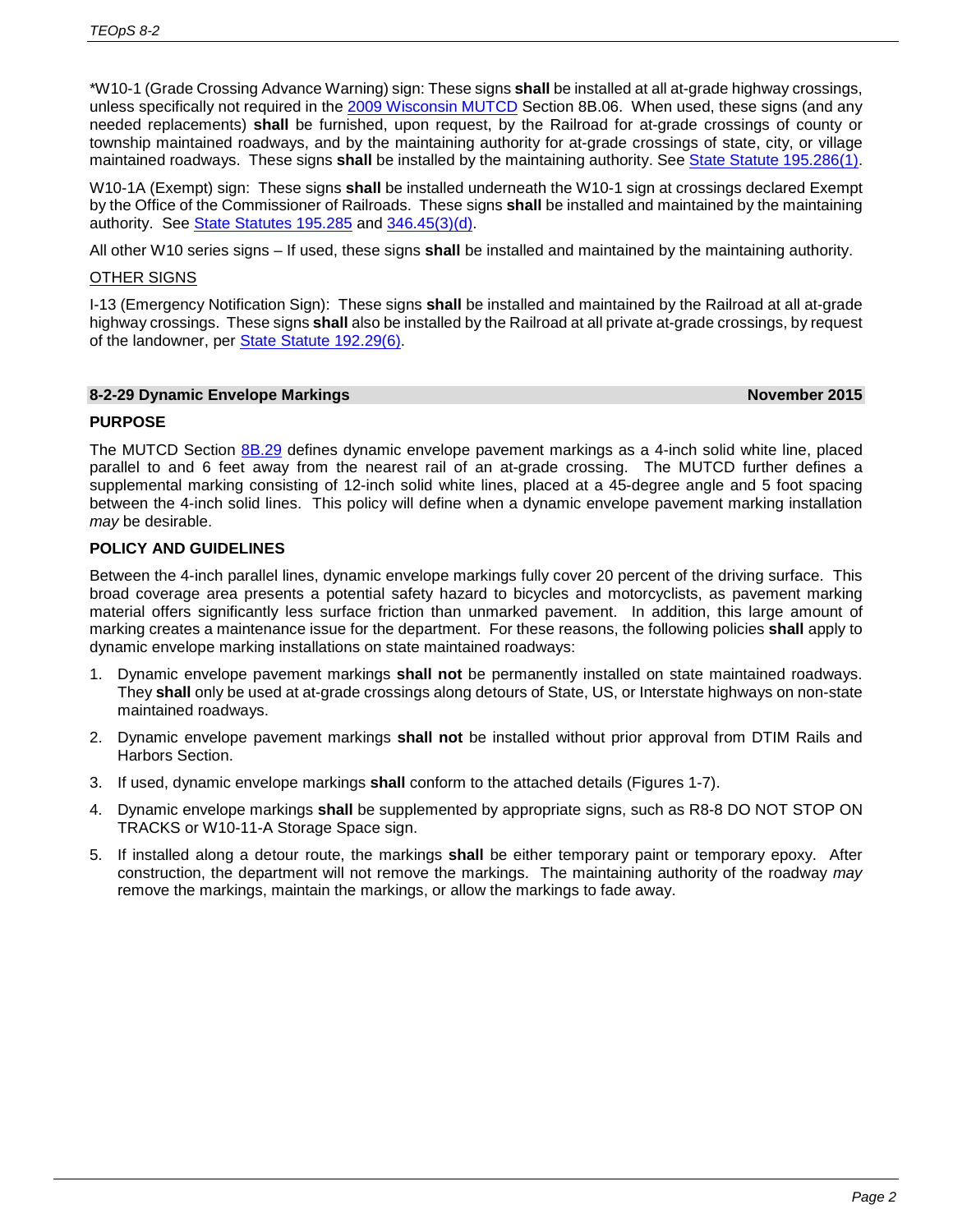*W10-1 (Grade Crossing Advance Warning) sign: These signs **shall** be installed at all at-grade highway crossings, unless specifically not required in the 2009 Wisconsin MUTCD Section 8B.06. When used, these signs (and any needed replacements) **shall** be furnished, upon request, by the Railroad for at-grade crossings of county or township maintained roadways, and by the maintaining authority for at-grade crossings of state, city, or village maintained roadways. These signs **shall** be installed by the maintaining authority. See State Statute 195.286(1).

W10-1A (Exempt) sign: These signs **shall** be installed underneath the W10-1 sign at crossings declared Exempt by the Office of the Commissioner of Railroads. These signs **shall** be installed and maintained by the maintaining authority. See State Statutes 195.285 and 346.45(3)(d).

All other W10 series signs – If used, these signs **shall** be installed and maintained by the maintaining authority.

OTHER SIGNS

I-13 (Emergency Notification Sign): These signs **shall** be installed and maintained by the Railroad at all at-grade highway crossings. These signs **shall** also be installed by the Railroad at all private at-grade crossings, by request of the landowner, per State Statute 192.29(6).

## 8-2-29 Dynamic Envelope Markings — November 2015

### PURPOSE

The MUTCD Section 8B.29 defines dynamic envelope pavement markings as a 4-inch solid white line, placed parallel to and 6 feet away from the nearest rail of an at-grade crossing. The MUTCD further defines a supplemental marking consisting of 12-inch solid white lines, placed at a 45-degree angle and 5 foot spacing between the 4-inch solid lines. This policy will define when a dynamic envelope pavement marking installation *may* be desirable.

### POLICY AND GUIDELINES

Between the 4-inch parallel lines, dynamic envelope markings fully cover 20 percent of the driving surface. This broad coverage area presents a potential safety hazard to bicycles and motorcyclists, as pavement marking material offers significantly less surface friction than unmarked pavement. In addition, this large amount of marking creates a maintenance issue for the department. For these reasons, the following policies **shall** apply to dynamic envelope marking installations on state maintained roadways:

1. Dynamic envelope pavement markings **shall not** be permanently installed on state maintained roadways. They **shall** only be used at at-grade crossings along detours of State, US, or Interstate highways on non-state maintained roadways.
2. Dynamic envelope pavement markings **shall not** be installed without prior approval from DTIM Rails and Harbors Section.
3. If used, dynamic envelope markings **shall** conform to the attached details (Figures 1-7).
4. Dynamic envelope markings **shall** be supplemented by appropriate signs, such as R8-8 DO NOT STOP ON TRACKS or W10-11-A Storage Space sign.
5. If installed along a detour route, the markings **shall** be either temporary paint or temporary epoxy. After construction, the department will not remove the markings. The maintaining authority of the roadway *may* remove the markings, maintain the markings, or allow the markings to fade away.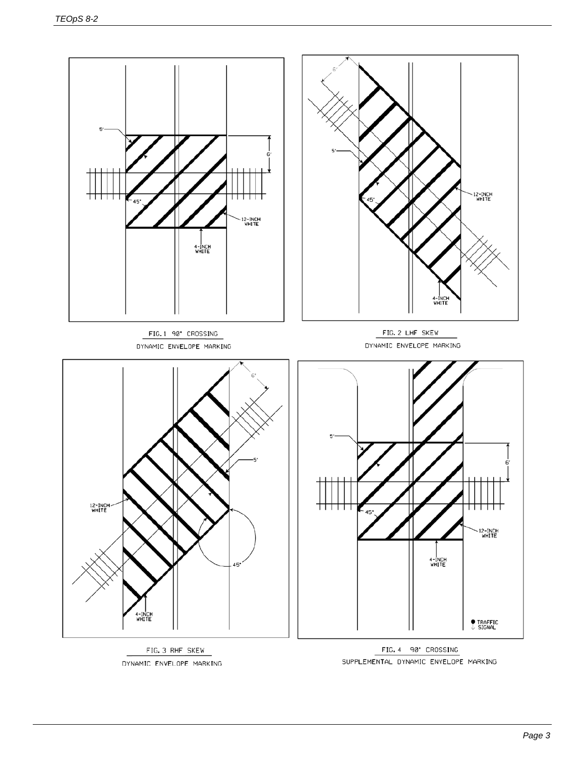5'

6'

45°

12-INCH WHITE

4-INCH WHITE

FIG. 1 90° CROSSING

DYNAMIC ENVELOPE MARKING

6'

5'

12-INCH WHITE

45°

4-INCH WHITE

FIG. 2 LHF SKEW

DYNAMIC ENVELOPE MARKING

6'

5'

12-INCH WHITE

45°

4-INCH WHITE

FIG. 3 RHF SKEW

DYNAMIC ENVELOPE MARKING

5'

6'

45°

12-INCH WHITE

4-INCH WHITE

TRAFFIC SIGNAL

FIG. 4 90° CROSSING

SUPPLEMENTAL DYNAMIC ENVELOPE MARKING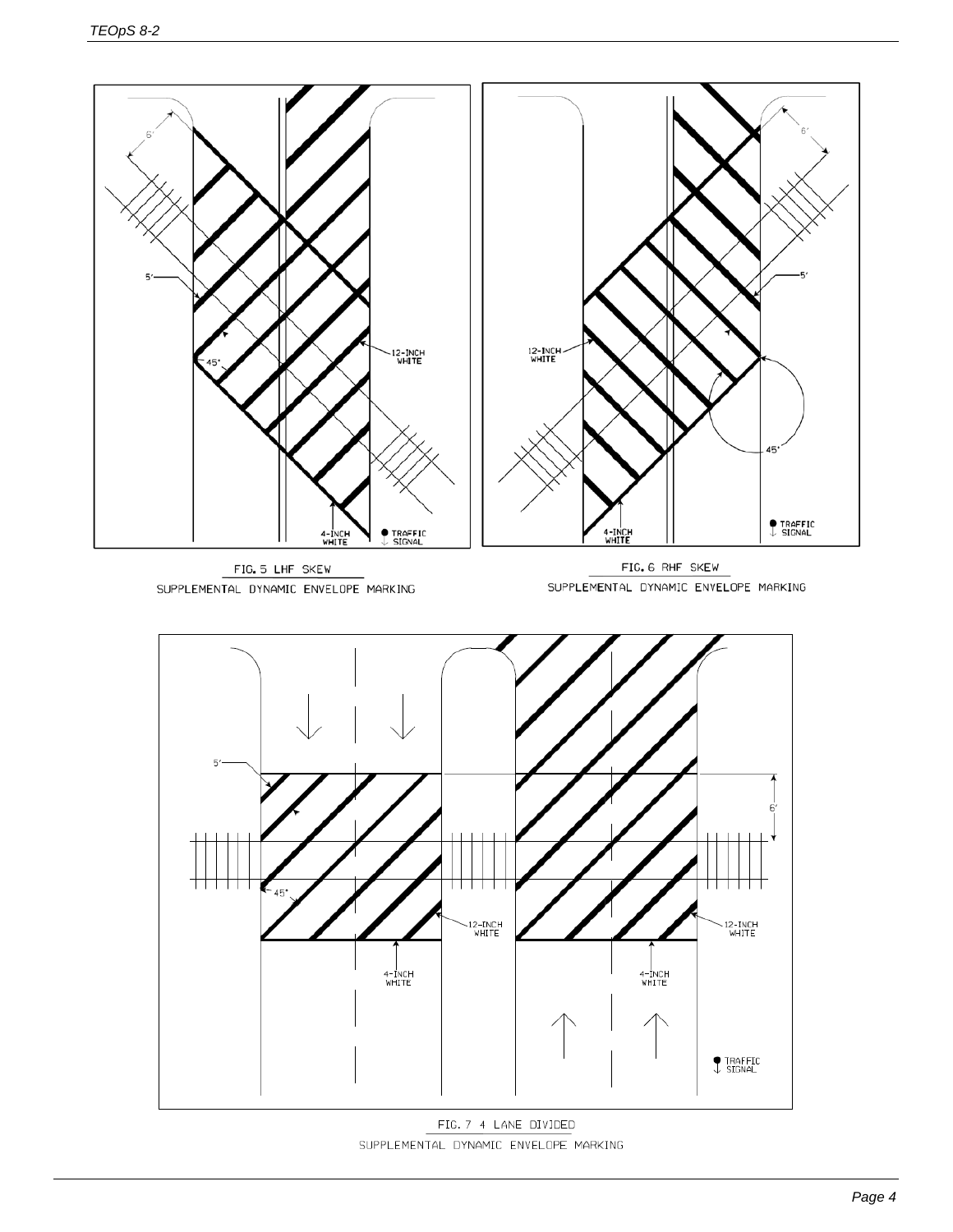6'

5'

45°

12-INCH WHITE

4-INCH WHITE

TRAFFIC SIGNAL

FIG. 5 LHF SKEW

SUPPLEMENTAL DYNAMIC ENVELOPE MARKING

6'

5'

12-INCH WHITE

45°

4-INCH WHITE

TRAFFIC SIGNAL

FIG. 6 RHF SKEW

SUPPLEMENTAL DYNAMIC ENVELOPE MARKING

5'

6'

45°

12-INCH WHITE

12-INCH WHITE

4-INCH WHITE

4-INCH WHITE

TRAFFIC SIGNAL

FIG. 7 4 LANE DIVIDED

SUPPLEMENTAL DYNAMIC ENVELOPE MARKING